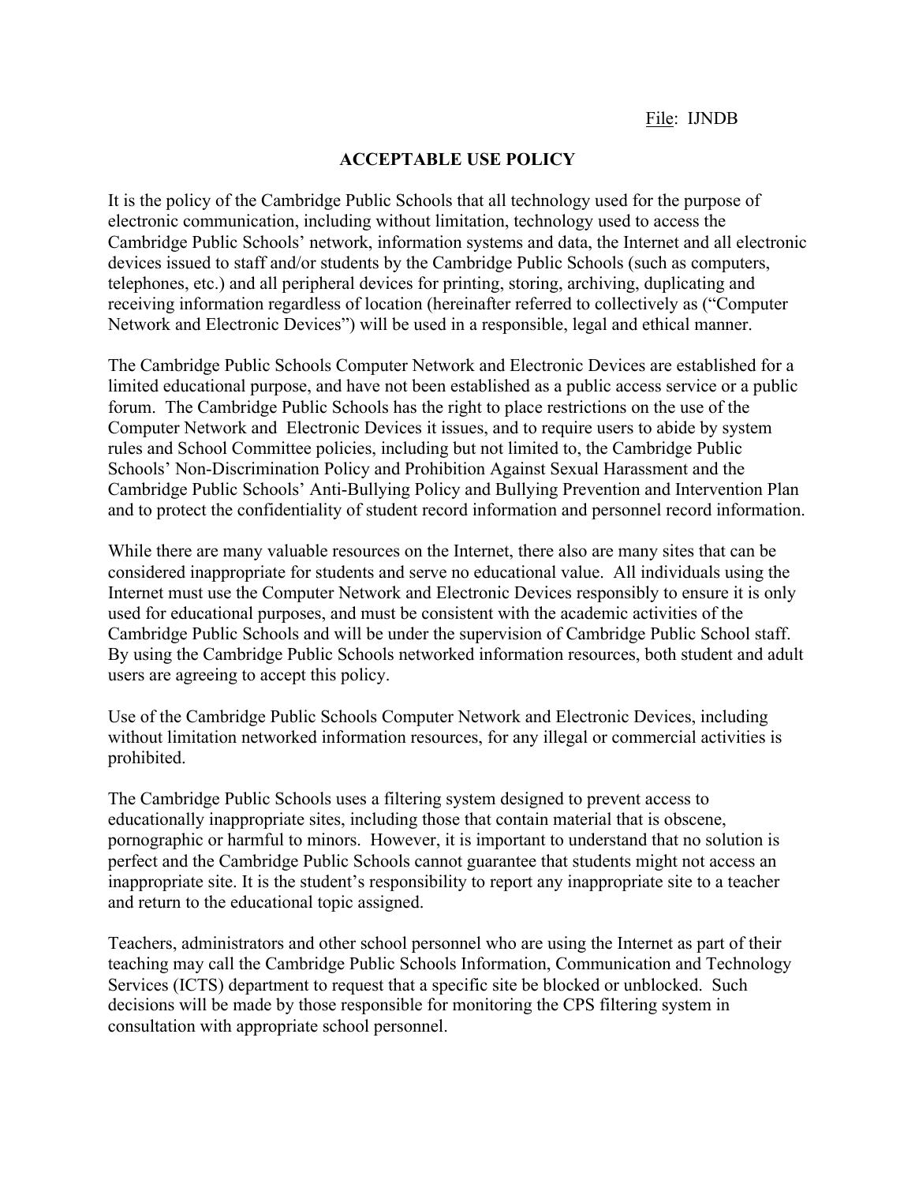File: IJNDB

# ACCEPTABLE USE POLICY

It is the policy of the Cambridge Public Schools that all technology used for the purpose of electronic communication, including without limitation, technology used to access the Cambridge Public Schools' network, information systems and data, the Internet and all electronic devices issued to staff and/or students by the Cambridge Public Schools (such as computers, telephones, etc.) and all peripheral devices for printing, storing, archiving, duplicating and receiving information regardless of location (hereinafter referred to collectively as ("Computer Network and Electronic Devices") will be used in a responsible, legal and ethical manner.

The Cambridge Public Schools Computer Network and Electronic Devices are established for a limited educational purpose, and have not been established as a public access service or a public forum. The Cambridge Public Schools has the right to place restrictions on the use of the Computer Network and Electronic Devices it issues, and to require users to abide by system rules and School Committee policies, including but not limited to, the Cambridge Public Schools' Non-Discrimination Policy and Prohibition Against Sexual Harassment and the Cambridge Public Schools' Anti-Bullying Policy and Bullying Prevention and Intervention Plan and to protect the confidentiality of student record information and personnel record information.

While there are many valuable resources on the Internet, there also are many sites that can be considered inappropriate for students and serve no educational value. All individuals using the Internet must use the Computer Network and Electronic Devices responsibly to ensure it is only used for educational purposes, and must be consistent with the academic activities of the Cambridge Public Schools and will be under the supervision of Cambridge Public School staff. By using the Cambridge Public Schools networked information resources, both student and adult users are agreeing to accept this policy.

Use of the Cambridge Public Schools Computer Network and Electronic Devices, including without limitation networked information resources, for any illegal or commercial activities is prohibited.

The Cambridge Public Schools uses a filtering system designed to prevent access to educationally inappropriate sites, including those that contain material that is obscene, pornographic or harmful to minors. However, it is important to understand that no solution is perfect and the Cambridge Public Schools cannot guarantee that students might not access an inappropriate site. It is the student's responsibility to report any inappropriate site to a teacher and return to the educational topic assigned.

Teachers, administrators and other school personnel who are using the Internet as part of their teaching may call the Cambridge Public Schools Information, Communication and Technology Services (ICTS) department to request that a specific site be blocked or unblocked. Such decisions will be made by those responsible for monitoring the CPS filtering system in consultation with appropriate school personnel.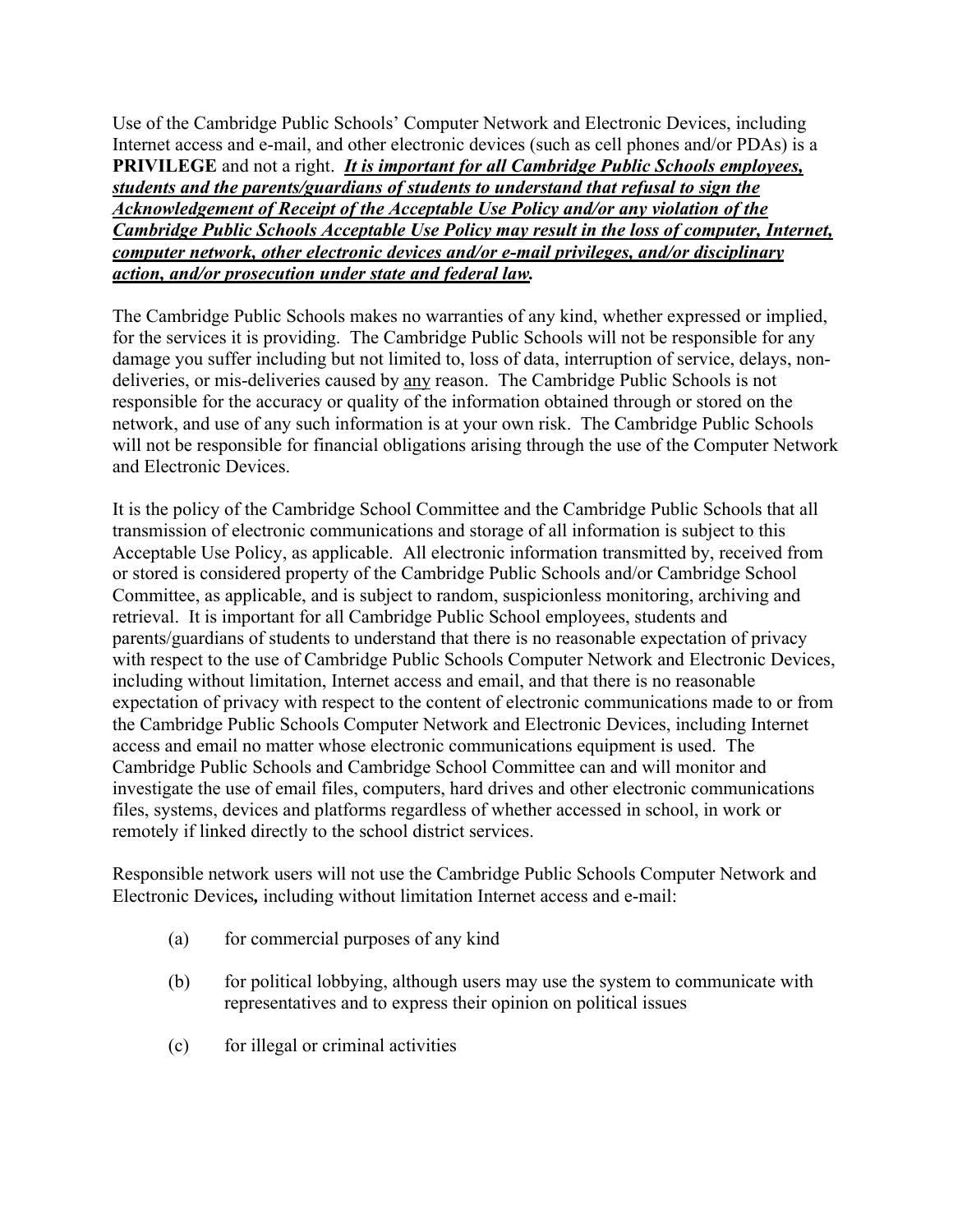Use of the Cambridge Public Schools' Computer Network and Electronic Devices, including Internet access and e-mail, and other electronic devices (such as cell phones and/or PDAs) is a **PRIVILEGE** and not a right. ***It is important for all Cambridge Public Schools employees, students and the parents/guardians of students to understand that refusal to sign the Acknowledgement of Receipt of the Acceptable Use Policy and/or any violation of the Cambridge Public Schools Acceptable Use Policy may result in the loss of computer, Internet, computer network, other electronic devices and/or e-mail privileges, and/or disciplinary action, and/or prosecution under state and federal law.***

The Cambridge Public Schools makes no warranties of any kind, whether expressed or implied, for the services it is providing. The Cambridge Public Schools will not be responsible for any damage you suffer including but not limited to, loss of data, interruption of service, delays, non-deliveries, or mis-deliveries caused by any reason. The Cambridge Public Schools is not responsible for the accuracy or quality of the information obtained through or stored on the network, and use of any such information is at your own risk. The Cambridge Public Schools will not be responsible for financial obligations arising through the use of the Computer Network and Electronic Devices.

It is the policy of the Cambridge School Committee and the Cambridge Public Schools that all transmission of electronic communications and storage of all information is subject to this Acceptable Use Policy, as applicable. All electronic information transmitted by, received from or stored is considered property of the Cambridge Public Schools and/or Cambridge School Committee, as applicable, and is subject to random, suspicionless monitoring, archiving and retrieval. It is important for all Cambridge Public School employees, students and parents/guardians of students to understand that there is no reasonable expectation of privacy with respect to the use of Cambridge Public Schools Computer Network and Electronic Devices, including without limitation, Internet access and email, and that there is no reasonable expectation of privacy with respect to the content of electronic communications made to or from the Cambridge Public Schools Computer Network and Electronic Devices, including Internet access and email no matter whose electronic communications equipment is used. The Cambridge Public Schools and Cambridge School Committee can and will monitor and investigate the use of email files, computers, hard drives and other electronic communications files, systems, devices and platforms regardless of whether accessed in school, in work or remotely if linked directly to the school district services.

Responsible network users will not use the Cambridge Public Schools Computer Network and Electronic Devices**,** including without limitation Internet access and e-mail:

(a) for commercial purposes of any kind

(b) for political lobbying, although users may use the system to communicate with representatives and to express their opinion on political issues

(c) for illegal or criminal activities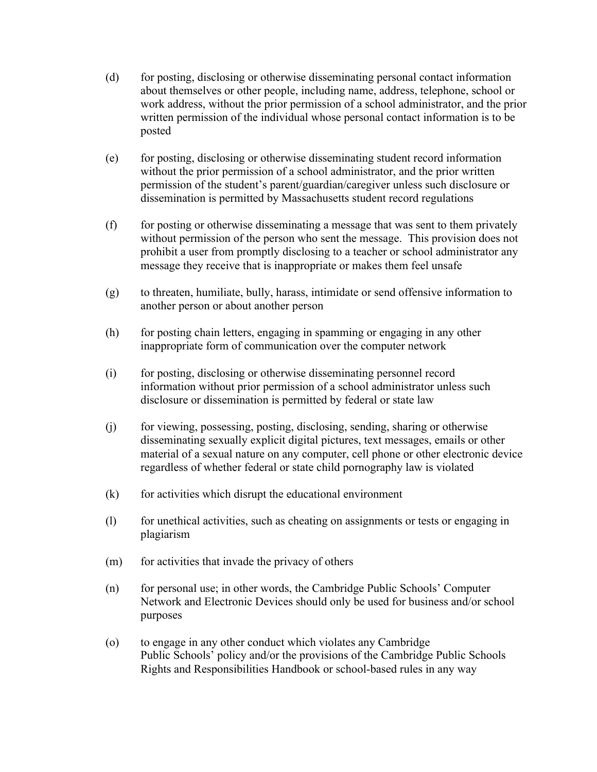(d) for posting, disclosing or otherwise disseminating personal contact information about themselves or other people, including name, address, telephone, school or work address, without the prior permission of a school administrator, and the prior written permission of the individual whose personal contact information is to be posted

(e) for posting, disclosing or otherwise disseminating student record information without the prior permission of a school administrator, and the prior written permission of the student's parent/guardian/caregiver unless such disclosure or dissemination is permitted by Massachusetts student record regulations

(f) for posting or otherwise disseminating a message that was sent to them privately without permission of the person who sent the message. This provision does not prohibit a user from promptly disclosing to a teacher or school administrator any message they receive that is inappropriate or makes them feel unsafe

(g) to threaten, humiliate, bully, harass, intimidate or send offensive information to another person or about another person

(h) for posting chain letters, engaging in spamming or engaging in any other inappropriate form of communication over the computer network

(i) for posting, disclosing or otherwise disseminating personnel record information without prior permission of a school administrator unless such disclosure or dissemination is permitted by federal or state law

(j) for viewing, possessing, posting, disclosing, sending, sharing or otherwise disseminating sexually explicit digital pictures, text messages, emails or other material of a sexual nature on any computer, cell phone or other electronic device regardless of whether federal or state child pornography law is violated

(k) for activities which disrupt the educational environment

(l) for unethical activities, such as cheating on assignments or tests or engaging in plagiarism

(m) for activities that invade the privacy of others

(n) for personal use; in other words, the Cambridge Public Schools' Computer Network and Electronic Devices should only be used for business and/or school purposes

(o) to engage in any other conduct which violates any Cambridge Public Schools' policy and/or the provisions of the Cambridge Public Schools Rights and Responsibilities Handbook or school-based rules in any way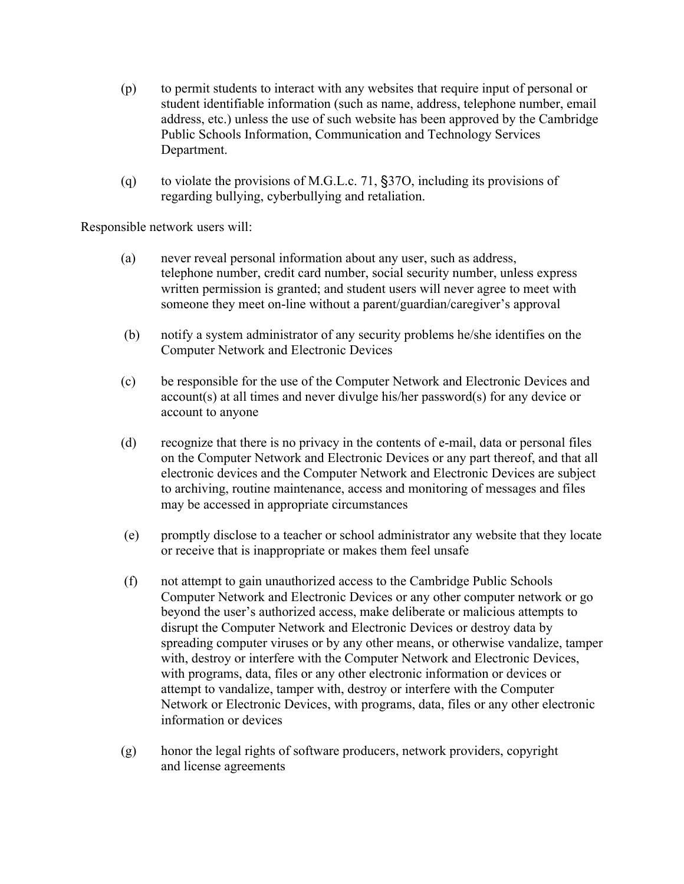(p) to permit students to interact with any websites that require input of personal or student identifiable information (such as name, address, telephone number, email address, etc.) unless the use of such website has been approved by the Cambridge Public Schools Information, Communication and Technology Services Department.

(q) to violate the provisions of M.G.L.c. 71, §37O, including its provisions of regarding bullying, cyberbullying and retaliation.

Responsible network users will:

(a) never reveal personal information about any user, such as address, telephone number, credit card number, social security number, unless express written permission is granted; and student users will never agree to meet with someone they meet on-line without a parent/guardian/caregiver's approval

(b) notify a system administrator of any security problems he/she identifies on the Computer Network and Electronic Devices

(c) be responsible for the use of the Computer Network and Electronic Devices and account(s) at all times and never divulge his/her password(s) for any device or account to anyone

(d) recognize that there is no privacy in the contents of e-mail, data or personal files on the Computer Network and Electronic Devices or any part thereof, and that all electronic devices and the Computer Network and Electronic Devices are subject to archiving, routine maintenance, access and monitoring of messages and files may be accessed in appropriate circumstances

(e) promptly disclose to a teacher or school administrator any website that they locate or receive that is inappropriate or makes them feel unsafe

(f) not attempt to gain unauthorized access to the Cambridge Public Schools Computer Network and Electronic Devices or any other computer network or go beyond the user's authorized access, make deliberate or malicious attempts to disrupt the Computer Network and Electronic Devices or destroy data by spreading computer viruses or by any other means, or otherwise vandalize, tamper with, destroy or interfere with the Computer Network and Electronic Devices, with programs, data, files or any other electronic information or devices or attempt to vandalize, tamper with, destroy or interfere with the Computer Network or Electronic Devices, with programs, data, files or any other electronic information or devices

(g) honor the legal rights of software producers, network providers, copyright and license agreements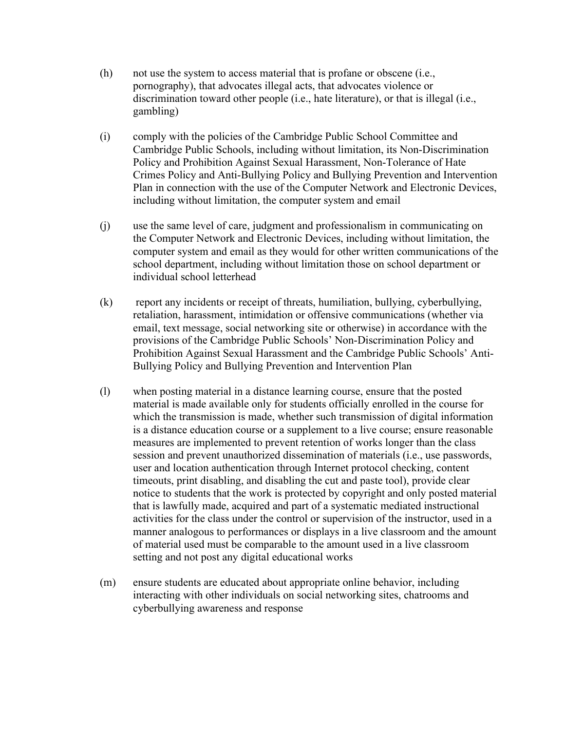(h) not use the system to access material that is profane or obscene (i.e., pornography), that advocates illegal acts, that advocates violence or discrimination toward other people (i.e., hate literature), or that is illegal (i.e., gambling)

(i) comply with the policies of the Cambridge Public School Committee and Cambridge Public Schools, including without limitation, its Non-Discrimination Policy and Prohibition Against Sexual Harassment, Non-Tolerance of Hate Crimes Policy and Anti-Bullying Policy and Bullying Prevention and Intervention Plan in connection with the use of the Computer Network and Electronic Devices, including without limitation, the computer system and email

(j) use the same level of care, judgment and professionalism in communicating on the Computer Network and Electronic Devices, including without limitation, the computer system and email as they would for other written communications of the school department, including without limitation those on school department or individual school letterhead

(k) report any incidents or receipt of threats, humiliation, bullying, cyberbullying, retaliation, harassment, intimidation or offensive communications (whether via email, text message, social networking site or otherwise) in accordance with the provisions of the Cambridge Public Schools' Non-Discrimination Policy and Prohibition Against Sexual Harassment and the Cambridge Public Schools' Anti-Bullying Policy and Bullying Prevention and Intervention Plan

(l) when posting material in a distance learning course, ensure that the posted material is made available only for students officially enrolled in the course for which the transmission is made, whether such transmission of digital information is a distance education course or a supplement to a live course; ensure reasonable measures are implemented to prevent retention of works longer than the class session and prevent unauthorized dissemination of materials (i.e., use passwords, user and location authentication through Internet protocol checking, content timeouts, print disabling, and disabling the cut and paste tool), provide clear notice to students that the work is protected by copyright and only posted material that is lawfully made, acquired and part of a systematic mediated instructional activities for the class under the control or supervision of the instructor, used in a manner analogous to performances or displays in a live classroom and the amount of material used must be comparable to the amount used in a live classroom setting and not post any digital educational works

(m) ensure students are educated about appropriate online behavior, including interacting with other individuals on social networking sites, chatrooms and cyberbullying awareness and response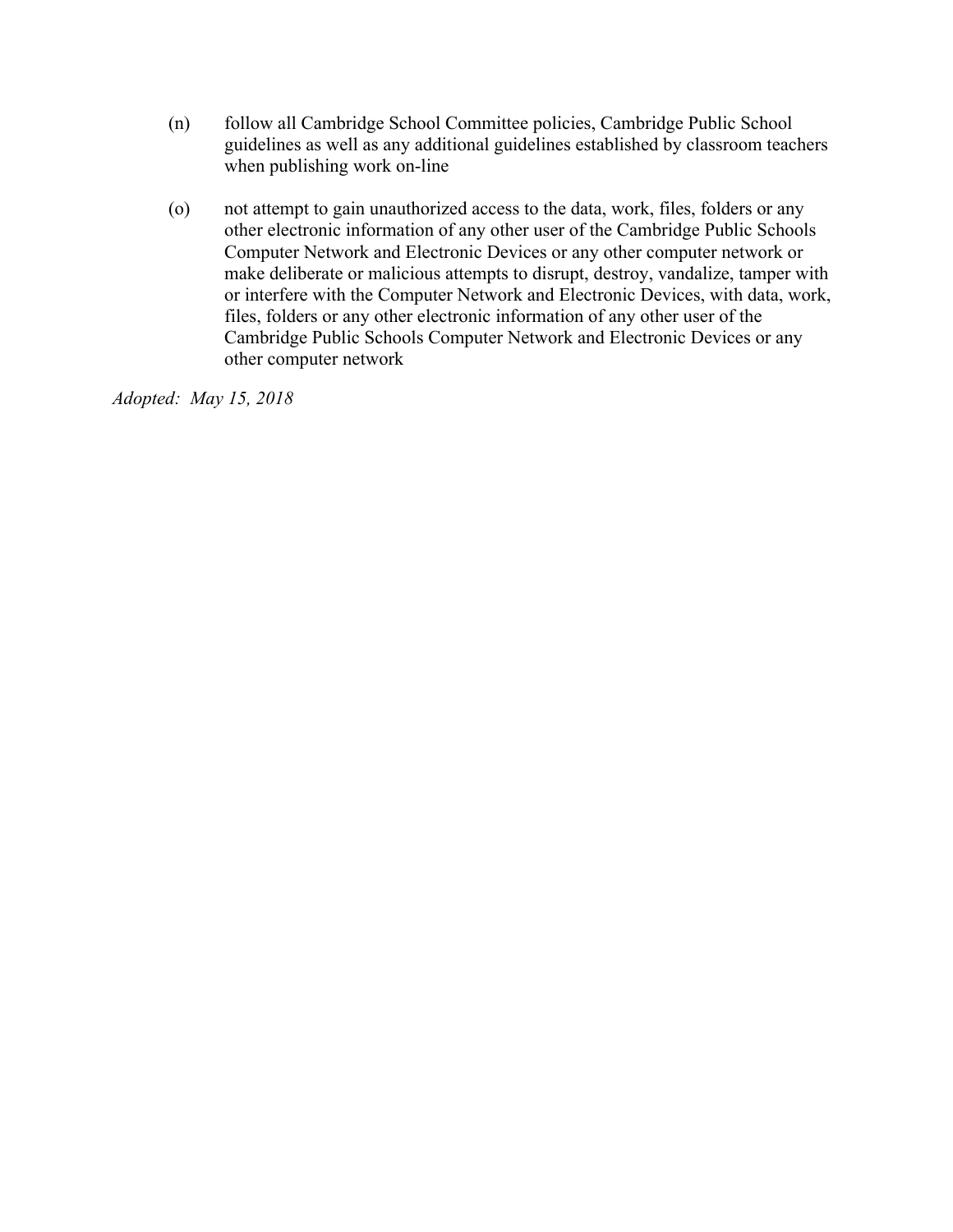(n) follow all Cambridge School Committee policies, Cambridge Public School guidelines as well as any additional guidelines established by classroom teachers when publishing work on-line

(o) not attempt to gain unauthorized access to the data, work, files, folders or any other electronic information of any other user of the Cambridge Public Schools Computer Network and Electronic Devices or any other computer network or make deliberate or malicious attempts to disrupt, destroy, vandalize, tamper with or interfere with the Computer Network and Electronic Devices, with data, work, files, folders or any other electronic information of any other user of the Cambridge Public Schools Computer Network and Electronic Devices or any other computer network

*Adopted: May 15, 2018*